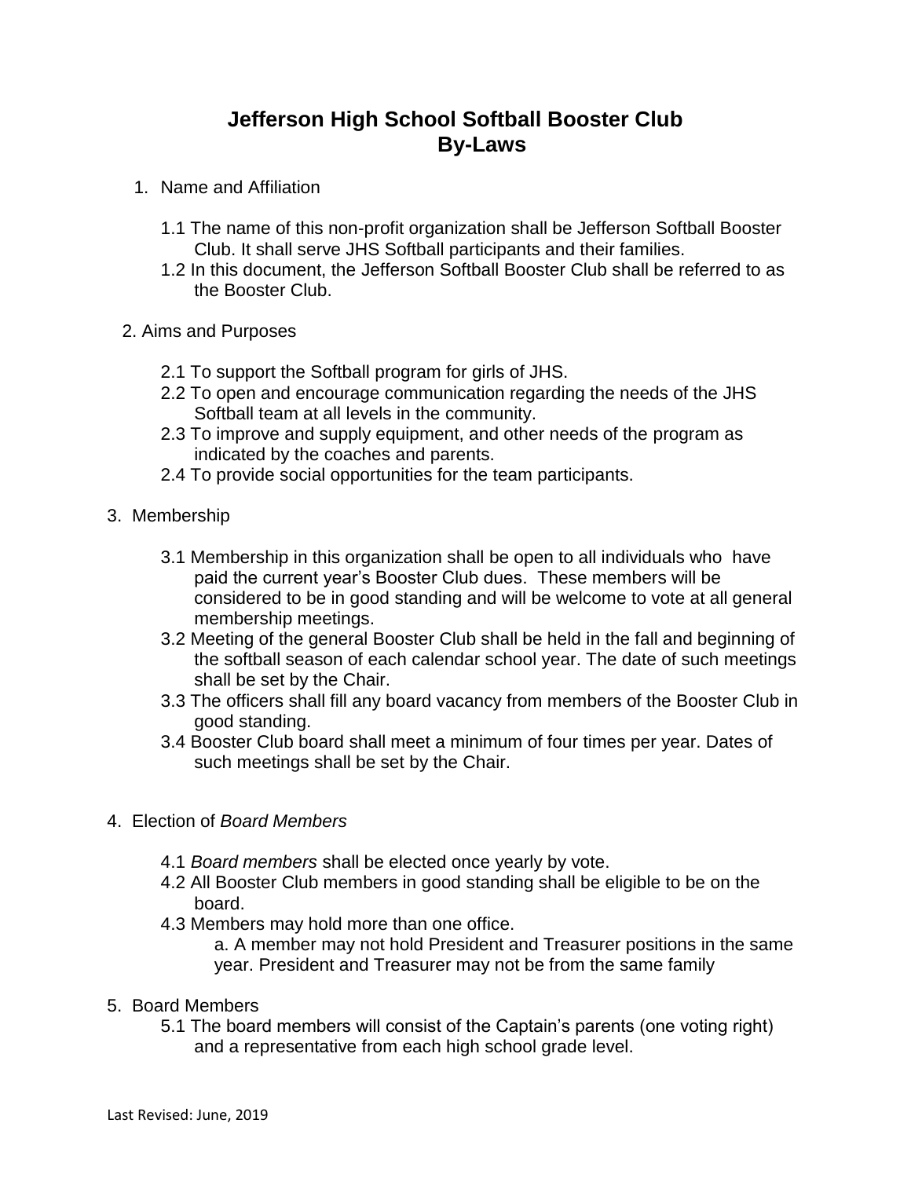# Jefferson High School Softball Booster Club
# By-Laws

1. Name and Affiliation

   1.1 The name of this non-profit organization shall be Jefferson Softball Booster Club. It shall serve JHS Softball participants and their families.
   
   1.2 In this document, the Jefferson Softball Booster Club shall be referred to as the Booster Club.

2. Aims and Purposes

   2.1 To support the Softball program for girls of JHS.
   
   2.2 To open and encourage communication regarding the needs of the JHS Softball team at all levels in the community.
   
   2.3 To improve and supply equipment, and other needs of the program as indicated by the coaches and parents.
   
   2.4 To provide social opportunities for the team participants.

3. Membership

   3.1 Membership in this organization shall be open to all individuals who have paid the current year's Booster Club dues. These members will be considered to be in good standing and will be welcome to vote at all general membership meetings.
   
   3.2 Meeting of the general Booster Club shall be held in the fall and beginning of the softball season of each calendar school year. The date of such meetings shall be set by the Chair.
   
   3.3 The officers shall fill any board vacancy from members of the Booster Club in good standing.
   
   3.4 Booster Club board shall meet a minimum of four times per year. Dates of such meetings shall be set by the Chair.

4. Election of *Board Members*

   4.1 *Board members* shall be elected once yearly by vote.
   
   4.2 All Booster Club members in good standing shall be eligible to be on the board.
   
   4.3 Members may hold more than one office.
   
      a. A member may not hold President and Treasurer positions in the same year. President and Treasurer may not be from the same family

5. Board Members

   5.1 The board members will consist of the Captain's parents (one voting right) and a representative from each high school grade level.

Last Revised: June, 2019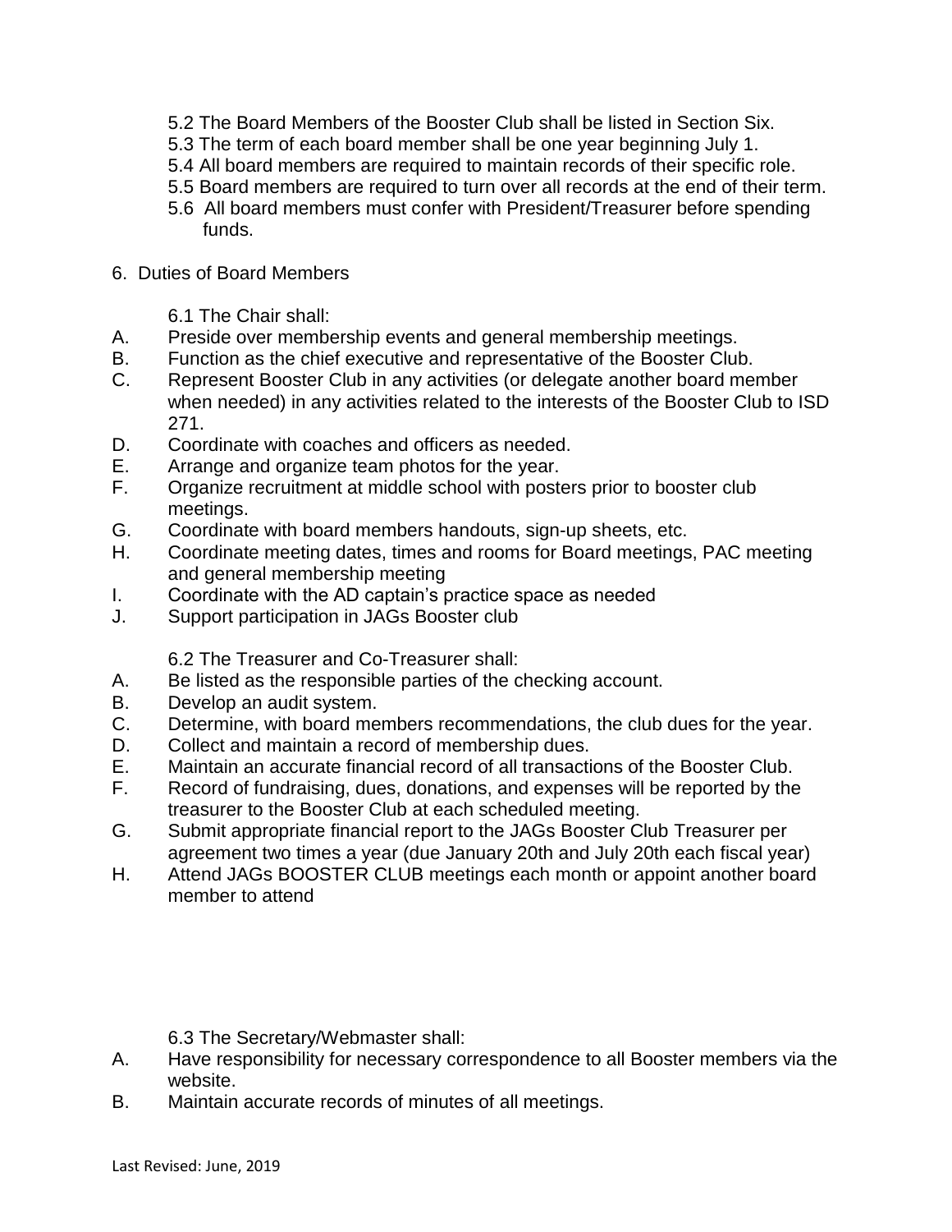5.2 The Board Members of the Booster Club shall be listed in Section Six.
5.3 The term of each board member shall be one year beginning July 1.
5.4 All board members are required to maintain records of their specific role.
5.5 Board members are required to turn over all records at the end of their term.
5.6 All board members must confer with President/Treasurer before spending funds.

## 6. Duties of Board Members

6.1 The Chair shall:

A. Preside over membership events and general membership meetings.
B. Function as the chief executive and representative of the Booster Club.
C. Represent Booster Club in any activities (or delegate another board member when needed) in any activities related to the interests of the Booster Club to ISD 271.
D. Coordinate with coaches and officers as needed.
E. Arrange and organize team photos for the year.
F. Organize recruitment at middle school with posters prior to booster club meetings.
G. Coordinate with board members handouts, sign-up sheets, etc.
H. Coordinate meeting dates, times and rooms for Board meetings, PAC meeting and general membership meeting
I. Coordinate with the AD captain's practice space as needed
J. Support participation in JAGs Booster club

6.2 The Treasurer and Co-Treasurer shall:

A. Be listed as the responsible parties of the checking account.
B. Develop an audit system.
C. Determine, with board members recommendations, the club dues for the year.
D. Collect and maintain a record of membership dues.
E. Maintain an accurate financial record of all transactions of the Booster Club.
F. Record of fundraising, dues, donations, and expenses will be reported by the treasurer to the Booster Club at each scheduled meeting.
G. Submit appropriate financial report to the JAGs Booster Club Treasurer per agreement two times a year (due January 20th and July 20th each fiscal year)
H. Attend JAGs BOOSTER CLUB meetings each month or appoint another board member to attend

6.3 The Secretary/Webmaster shall:

A. Have responsibility for necessary correspondence to all Booster members via the website.
B. Maintain accurate records of minutes of all meetings.

Last Revised: June, 2019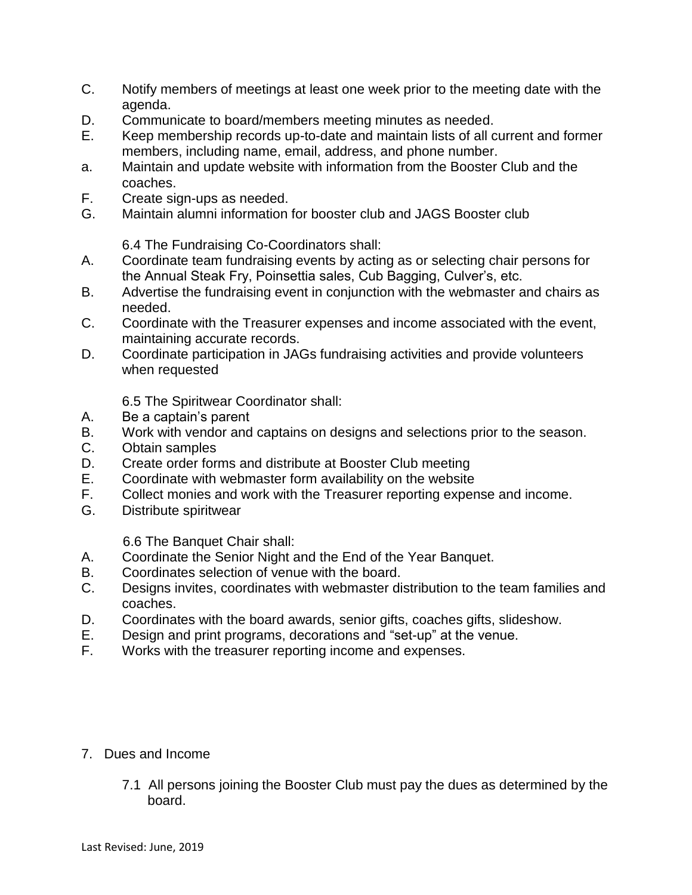C. Notify members of meetings at least one week prior to the meeting date with the agenda.
D. Communicate to board/members meeting minutes as needed.
E. Keep membership records up-to-date and maintain lists of all current and former members, including name, email, address, and phone number.
a. Maintain and update website with information from the Booster Club and the coaches.
F. Create sign-ups as needed.
G. Maintain alumni information for booster club and JAGS Booster club

6.4 The Fundraising Co-Coordinators shall:

A. Coordinate team fundraising events by acting as or selecting chair persons for the Annual Steak Fry, Poinsettia sales, Cub Bagging, Culver's, etc.
B. Advertise the fundraising event in conjunction with the webmaster and chairs as needed.
C. Coordinate with the Treasurer expenses and income associated with the event, maintaining accurate records.
D. Coordinate participation in JAGs fundraising activities and provide volunteers when requested

6.5 The Spiritwear Coordinator shall:

A. Be a captain's parent
B. Work with vendor and captains on designs and selections prior to the season.
C. Obtain samples
D. Create order forms and distribute at Booster Club meeting
E. Coordinate with webmaster form availability on the website
F. Collect monies and work with the Treasurer reporting expense and income.
G. Distribute spiritwear

6.6 The Banquet Chair shall:

A. Coordinate the Senior Night and the End of the Year Banquet.
B. Coordinates selection of venue with the board.
C. Designs invites, coordinates with webmaster distribution to the team families and coaches.
D. Coordinates with the board awards, senior gifts, coaches gifts, slideshow.
E. Design and print programs, decorations and "set-up" at the venue.
F. Works with the treasurer reporting income and expenses.

7. Dues and Income

7.1 All persons joining the Booster Club must pay the dues as determined by the board.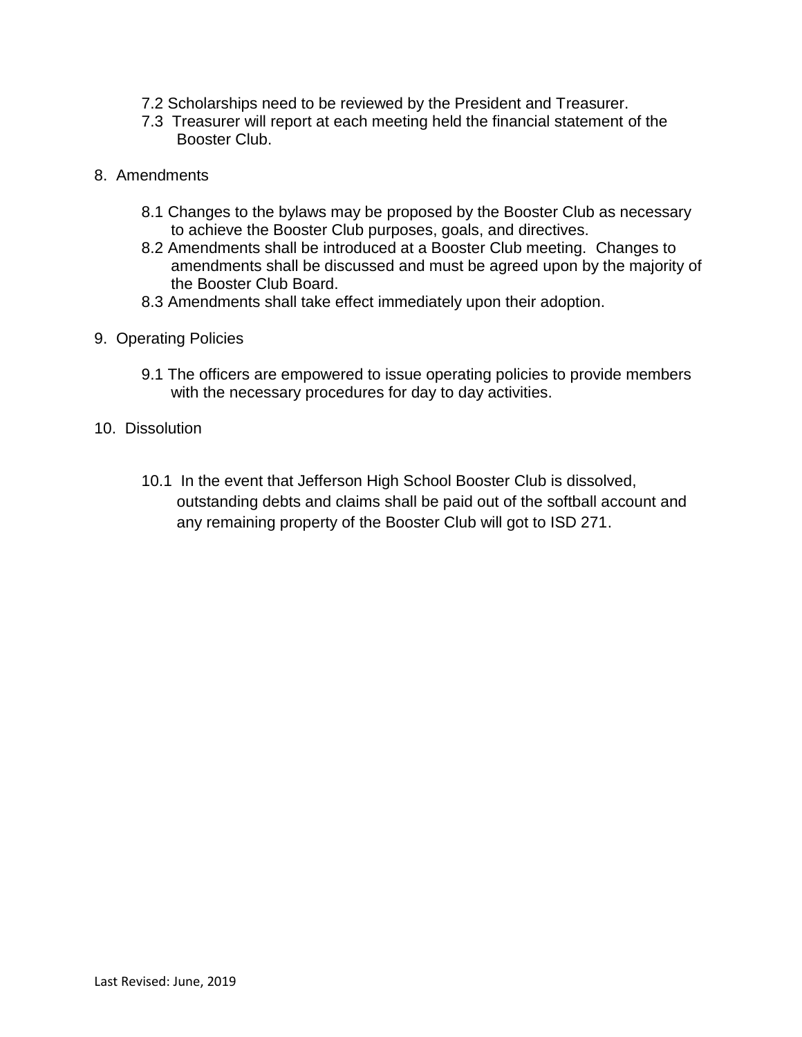7.2 Scholarships need to be reviewed by the President and Treasurer.

7.3 Treasurer will report at each meeting held the financial statement of the Booster Club.

8. Amendments

8.1 Changes to the bylaws may be proposed by the Booster Club as necessary to achieve the Booster Club purposes, goals, and directives.

8.2 Amendments shall be introduced at a Booster Club meeting. Changes to amendments shall be discussed and must be agreed upon by the majority of the Booster Club Board.

8.3 Amendments shall take effect immediately upon their adoption.

9. Operating Policies

9.1 The officers are empowered to issue operating policies to provide members with the necessary procedures for day to day activities.

10. Dissolution

10.1 In the event that Jefferson High School Booster Club is dissolved, outstanding debts and claims shall be paid out of the softball account and any remaining property of the Booster Club will got to ISD 271.

Last Revised: June, 2019